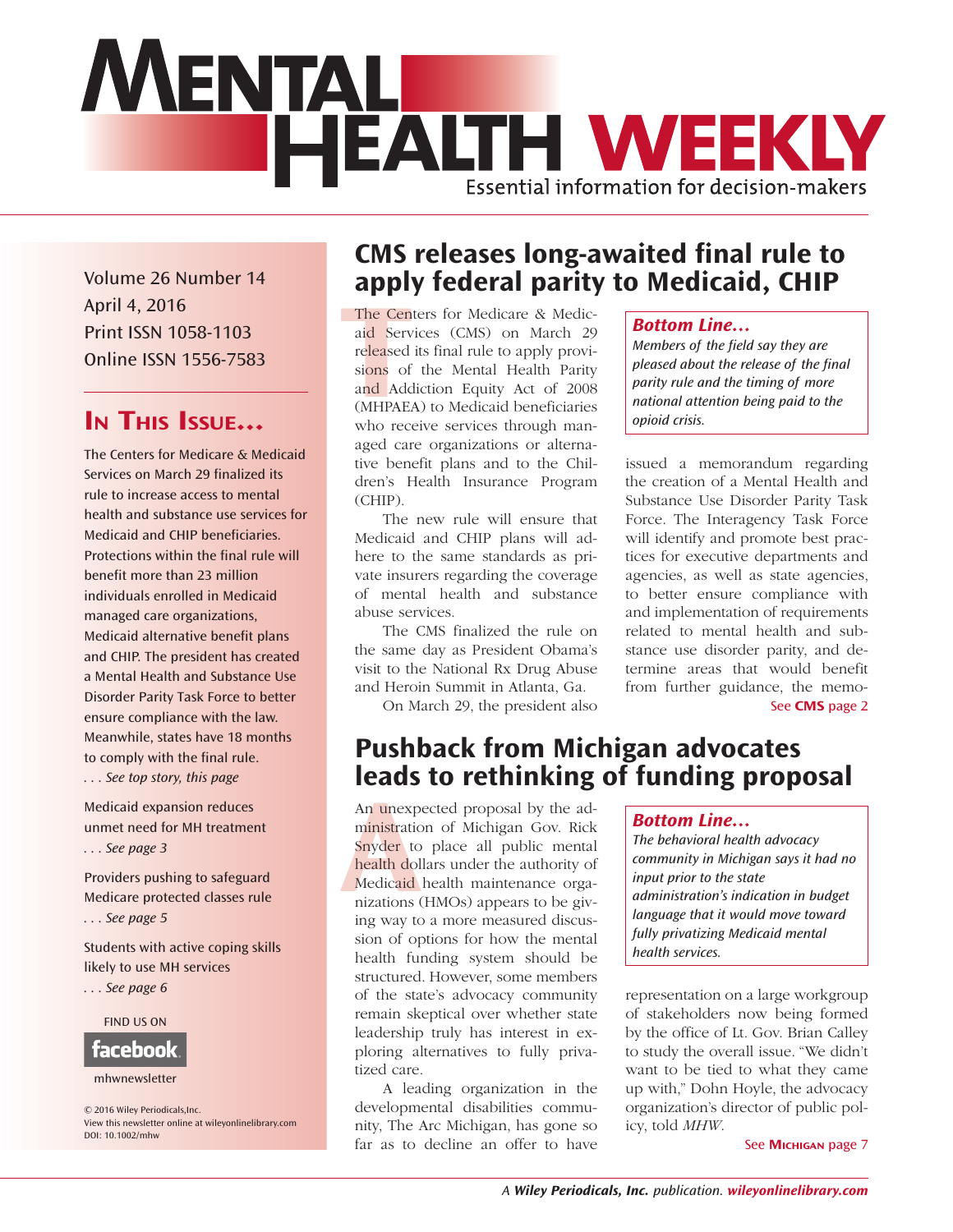# Mental Health Weekly

Essential information for decision-makers

Volume 26 Number 14
April 4, 2016
Print ISSN 1058-1103
Online ISSN 1556-7583

## In This Issue...

The Centers for Medicare & Medicaid Services on March 29 finalized its rule to increase access to mental health and substance use services for Medicaid and CHIP beneficiaries. Protections within the final rule will benefit more than 23 million individuals enrolled in Medicaid managed care organizations, Medicaid alternative benefit plans and CHIP. The president has created a Mental Health and Substance Use Disorder Parity Task Force to better ensure compliance with the law. Meanwhile, states have 18 months to comply with the final rule.
*. . . See top story, this page*

Medicaid expansion reduces unmet need for MH treatment
*. . . See page 3*

Providers pushing to safeguard Medicare protected classes rule
*. . . See page 5*

Students with active coping skills likely to use MH services
*. . . See page 6*

FIND US ON facebook
mhwnewsletter

© 2016 Wiley Periodicals,Inc.
View this newsletter online at wileyonlinelibrary.com
DOI: 10.1002/mhw

## CMS releases long-awaited final rule to apply federal parity to Medicaid, CHIP

***Bottom Line...***
*Members of the field say they are pleased about the release of the final parity rule and the timing of more national attention being paid to the opioid crisis.*

The Centers for Medicare & Medicaid Services (CMS) on March 29 released its final rule to apply provisions of the Mental Health Parity and Addiction Equity Act of 2008 (MHPAEA) to Medicaid beneficiaries who receive services through managed care organizations or alternative benefit plans and to the Children's Health Insurance Program (CHIP).

The new rule will ensure that Medicaid and CHIP plans will adhere to the same standards as private insurers regarding the coverage of mental health and substance abuse services.

The CMS finalized the rule on the same day as President Obama's visit to the National Rx Drug Abuse and Heroin Summit in Atlanta, Ga.

On March 29, the president also issued a memorandum regarding the creation of a Mental Health and Substance Use Disorder Parity Task Force. The Interagency Task Force will identify and promote best practices for executive departments and agencies, as well as state agencies, to better ensure compliance with and implementation of requirements related to mental health and substance use disorder parity, and determine areas that would benefit from further guidance, the memo-

See **CMS** page 2

## Pushback from Michigan advocates leads to rethinking of funding proposal

***Bottom Line...***
*The behavioral health advocacy community in Michigan says it had no input prior to the state administration's indication in budget language that it would move toward fully privatizing Medicaid mental health services.*

An unexpected proposal by the administration of Michigan Gov. Rick Snyder to place all public mental health dollars under the authority of Medicaid health maintenance organizations (HMOs) appears to be giving way to a more measured discussion of options for how the mental health funding system should be structured. However, some members of the state's advocacy community remain skeptical over whether state leadership truly has interest in exploring alternatives to fully privatized care.

A leading organization in the developmental disabilities community, The Arc Michigan, has gone so far as to decline an offer to have representation on a large workgroup of stakeholders now being formed by the office of Lt. Gov. Brian Calley to study the overall issue. "We didn't want to be tied to what they came up with," Dohn Hoyle, the advocacy organization's director of public policy, told *MHW*.

See **Michigan** page 7

A *Wiley Periodicals, Inc.* publication. *wileyonlinelibrary.com*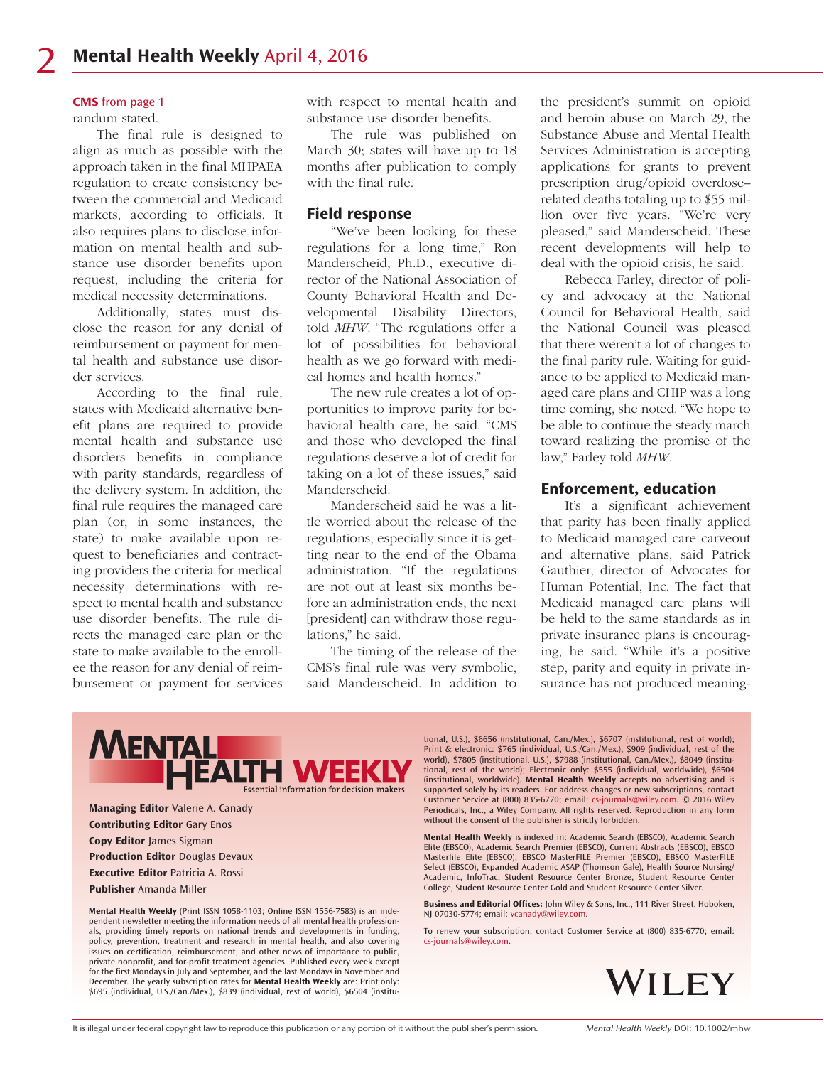**CMS** from page 1

randum stated.

The final rule is designed to align as much as possible with the approach taken in the final MHPAEA regulation to create consistency between the commercial and Medicaid markets, according to officials. It also requires plans to disclose information on mental health and substance use disorder benefits upon request, including the criteria for medical necessity determinations.

Additionally, states must disclose the reason for any denial of reimbursement or payment for mental health and substance use disorder services.

According to the final rule, states with Medicaid alternative benefit plans are required to provide mental health and substance use disorders benefits in compliance with parity standards, regardless of the delivery system. In addition, the final rule requires the managed care plan (or, in some instances, the state) to make available upon request to beneficiaries and contracting providers the criteria for medical necessity determinations with respect to mental health and substance use disorder benefits. The rule directs the managed care plan or the state to make available to the enrollee the reason for any denial of reimbursement or payment for services with respect to mental health and substance use disorder benefits.

The rule was published on March 30; states will have up to 18 months after publication to comply with the final rule.

## Field response

"We've been looking for these regulations for a long time," Ron Manderscheid, Ph.D., executive director of the National Association of County Behavioral Health and Developmental Disability Directors, told *MHW*. "The regulations offer a lot of possibilities for behavioral health as we go forward with medical homes and health homes."

The new rule creates a lot of opportunities to improve parity for behavioral health care, he said. "CMS and those who developed the final regulations deserve a lot of credit for taking on a lot of these issues," said Manderscheid.

Manderscheid said he was a little worried about the release of the regulations, especially since it is getting near to the end of the Obama administration. "If the regulations are not out at least six months before an administration ends, the next [president] can withdraw those regulations," he said.

The timing of the release of the CMS's final rule was very symbolic, said Manderscheid. In addition to the president's summit on opioid and heroin abuse on March 29, the Substance Abuse and Mental Health Services Administration is accepting applications for grants to prevent prescription drug/opioid overdose–related deaths totaling up to $55 million over five years. "We're very pleased," said Manderscheid. These recent developments will help to deal with the opioid crisis, he said.

Rebecca Farley, director of policy and advocacy at the National Council for Behavioral Health, said the National Council was pleased that there weren't a lot of changes to the final parity rule. Waiting for guidance to be applied to Medicaid managed care plans and CHIP was a long time coming, she noted. "We hope to be able to continue the steady march toward realizing the promise of the law," Farley told *MHW*.

## Enforcement, education

It's a significant achievement that parity has been finally applied to Medicaid managed care carveout and alternative plans, said Patrick Gauthier, director of Advocates for Human Potential, Inc. The fact that Medicaid managed care plans will be held to the same standards as in private insurance plans is encouraging, he said. "While it's a positive step, parity and equity in private insurance has not produced meaning-

---

**MENTAL HEALTH WEEKLY**
Essential information for decision-makers

**Managing Editor** Valerie A. Canady
**Contributing Editor** Gary Enos
**Copy Editor** James Sigman
**Production Editor** Douglas Devaux
**Executive Editor** Patricia A. Rossi
**Publisher** Amanda Miller

**Mental Health Weekly** (Print ISSN 1058-1103; Online ISSN 1556-7583) is an independent newsletter meeting the information needs of all mental health professionals, providing timely reports on national trends and developments in funding, policy, prevention, treatment and research in mental health, and also covering issues on certification, reimbursement, and other news of importance to public, private nonprofit, and for-profit treatment agencies. Published every week except for the first Mondays in July and September, and the last Mondays in November and December. The yearly subscription rates for **Mental Health Weekly** are: Print only: $695 (individual, U.S./Can./Mex.), $839 (individual, rest of world), $6504 (institutional, U.S.), $6656 (institutional, Can./Mex.), $6707 (institutional, rest of world); Print & electronic: $765 (individual, U.S./Can./Mex.), $909 (individual, rest of the world), $7805 (institutional, U.S.), $7988 (institutional, Can./Mex.), $8049 (institutional, rest of the world); Electronic only: $555 (individual, worldwide), $6504 (institutional, worldwide). **Mental Health Weekly** accepts no advertising and is supported solely by its readers. For address changes or new subscriptions, contact Customer Service at (800) 835-6770; email: cs-journals@wiley.com. © 2016 Wiley Periodicals, Inc., a Wiley Company. All rights reserved. Reproduction in any form without the consent of the publisher is strictly forbidden.

**Mental Health Weekly** is indexed in: Academic Search (EBSCO), Academic Search Elite (EBSCO), Academic Search Premier (EBSCO), Current Abstracts (EBSCO), EBSCO Masterfile Elite (EBSCO), EBSCO MasterFILE Premier (EBSCO), EBSCO MasterFILE Select (EBSCO), Expanded Academic ASAP (Thomson Gale), Health Source Nursing/Academic, InfoTrac, Student Resource Center Bronze, Student Resource Center College, Student Resource Center Gold and Student Resource Center Silver.

**Business and Editorial Offices:** John Wiley & Sons, Inc., 111 River Street, Hoboken, NJ 07030-5774; email: vcanady@wiley.com.

To renew your subscription, contact Customer Service at (800) 835-6770; email: cs-journals@wiley.com.

WILEY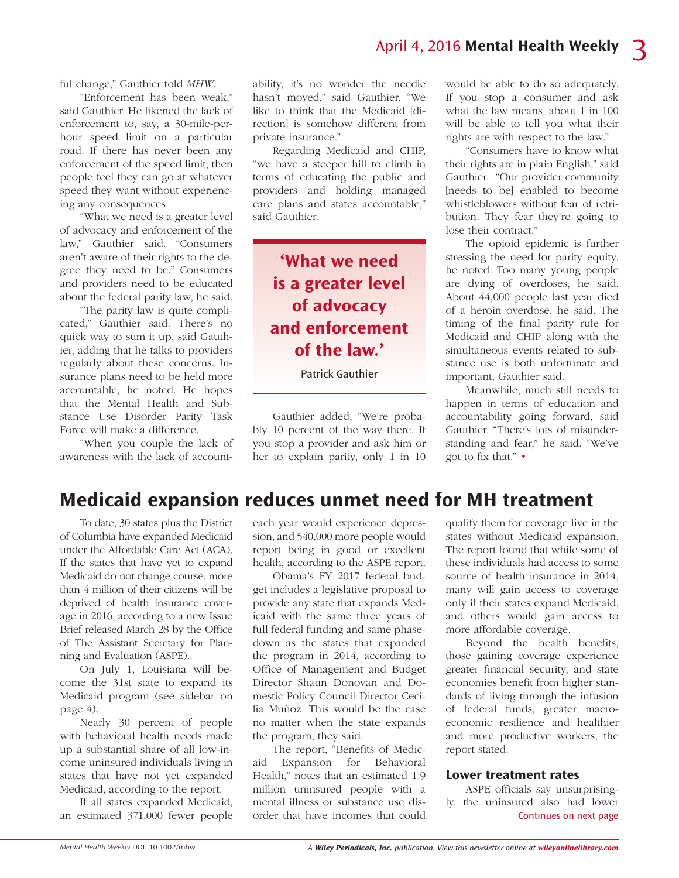ful change," Gauthier told *MHW*.

"Enforcement has been weak," said Gauthier. He likened the lack of enforcement to, say, a 30-mile-per-hour speed limit on a particular road. If there has never been any enforcement of the speed limit, then people feel they can go at whatever speed they want without experiencing any consequences.

"What we need is a greater level of advocacy and enforcement of the law," Gauthier said. "Consumers aren't aware of their rights to the degree they need to be." Consumers and providers need to be educated about the federal parity law, he said.

"The parity law is quite complicated," Gauthier said. There's no quick way to sum it up, said Gauthier, adding that he talks to providers regularly about these concerns. Insurance plans need to be held more accountable, he noted. He hopes that the Mental Health and Substance Use Disorder Parity Task Force will make a difference.

"When you couple the lack of awareness with the lack of accountability, it's no wonder the needle hasn't moved," said Gauthier. "We like to think that the Medicaid [direction] is somehow different from private insurance."

Regarding Medicaid and CHIP, "we have a steeper hill to climb in terms of educating the public and providers and holding managed care plans and states accountable," said Gauthier.

> **'What we need is a greater level of advocacy and enforcement of the law.'**
>
> Patrick Gauthier

Gauthier added, "We're probably 10 percent of the way there. If you stop a provider and ask him or her to explain parity, only 1 in 10 would be able to do so adequately. If you stop a consumer and ask what the law means, about 1 in 100 will be able to tell you what their rights are with respect to the law."

"Consumers have to know what their rights are in plain English," said Gauthier. "Our provider community [needs to be] enabled to become whistleblowers without fear of retribution. They fear they're going to lose their contract."

The opioid epidemic is further stressing the need for parity equity, he noted. Too many young people are dying of overdoses, he said. About 44,000 people last year died of a heroin overdose, he said. The timing of the final parity rule for Medicaid and CHIP along with the simultaneous events related to substance use is both unfortunate and important, Gauthier said.

Meanwhile, much still needs to happen in terms of education and accountability going forward, said Gauthier. "There's lots of misunderstanding and fear," he said. "We've got to fix that." •

# Medicaid expansion reduces unmet need for MH treatment

To date, 30 states plus the District of Columbia have expanded Medicaid under the Affordable Care Act (ACA). If the states that have yet to expand Medicaid do not change course, more than 4 million of their citizens will be deprived of health insurance coverage in 2016, according to a new Issue Brief released March 28 by the Office of The Assistant Secretary for Planning and Evaluation (ASPE).

On July 1, Louisiana will become the 31st state to expand its Medicaid program (see sidebar on page 4).

Nearly 30 percent of people with behavioral health needs made up a substantial share of all low-income uninsured individuals living in states that have not yet expanded Medicaid, according to the report.

If all states expanded Medicaid, an estimated 371,000 fewer people each year would experience depression, and 540,000 more people would report being in good or excellent health, according to the ASPE report.

Obama's FY 2017 federal budget includes a legislative proposal to provide any state that expands Medicaid with the same three years of full federal funding and same phase-down as the states that expanded the program in 2014, according to Office of Management and Budget Director Shaun Donovan and Domestic Policy Council Director Cecilia Muñoz. This would be the case no matter when the state expands the program, they said.

The report, "Benefits of Medicaid Expansion for Behavioral Health," notes that an estimated 1.9 million uninsured people with a mental illness or substance use disorder that have incomes that could qualify them for coverage live in the states without Medicaid expansion. The report found that while some of these individuals had access to some source of health insurance in 2014, many will gain access to coverage only if their states expand Medicaid, and others would gain access to more affordable coverage.

Beyond the health benefits, those gaining coverage experience greater financial security, and state economies benefit from higher standards of living through the infusion of federal funds, greater macroeconomic resilience and healthier and more productive workers, the report stated.

### Lower treatment rates

ASPE officials say unsurprisingly, the uninsured also had lower

Continues on next page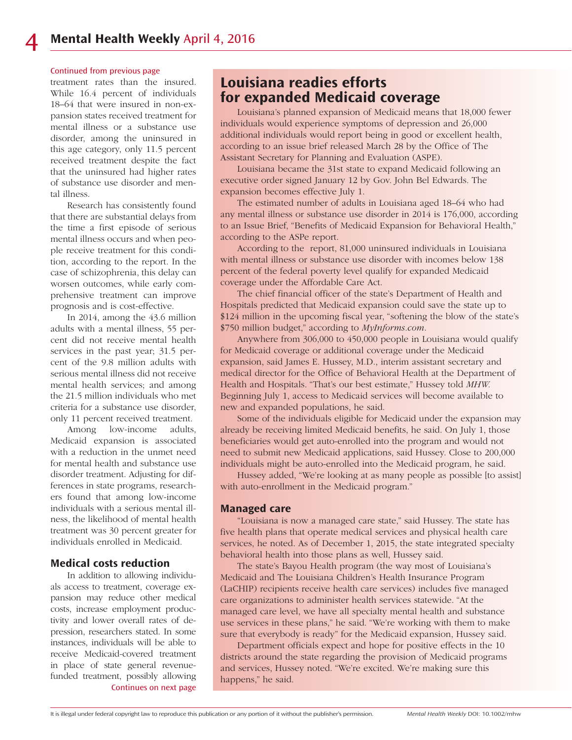Continued from previous page

treatment rates than the insured. While 16.4 percent of individuals 18–64 that were insured in non-expansion states received treatment for mental illness or a substance use disorder, among the uninsured in this age category, only 11.5 percent received treatment despite the fact that the uninsured had higher rates of substance use disorder and mental illness.

Research has consistently found that there are substantial delays from the time a first episode of serious mental illness occurs and when people receive treatment for this condition, according to the report. In the case of schizophrenia, this delay can worsen outcomes, while early comprehensive treatment can improve prognosis and is cost-effective.

In 2014, among the 43.6 million adults with a mental illness, 55 percent did not receive mental health services in the past year; 31.5 percent of the 9.8 million adults with serious mental illness did not receive mental health services; and among the 21.5 million individuals who met criteria for a substance use disorder, only 11 percent received treatment.

Among low-income adults, Medicaid expansion is associated with a reduction in the unmet need for mental health and substance use disorder treatment. Adjusting for differences in state programs, researchers found that among low-income individuals with a serious mental illness, the likelihood of mental health treatment was 30 percent greater for individuals enrolled in Medicaid.

## Medical costs reduction

In addition to allowing individuals access to treatment, coverage expansion may reduce other medical costs, increase employment productivity and lower overall rates of depression, researchers stated. In some instances, individuals will be able to receive Medicaid-covered treatment in place of state general revenue-funded treatment, possibly allowing

Continues on next page

# Louisiana readies efforts for expanded Medicaid coverage

Louisiana's planned expansion of Medicaid means that 18,000 fewer individuals would experience symptoms of depression and 26,000 additional individuals would report being in good or excellent health, according to an issue brief released March 28 by the Office of The Assistant Secretary for Planning and Evaluation (ASPE).

Louisiana became the 31st state to expand Medicaid following an executive order signed January 12 by Gov. John Bel Edwards. The expansion becomes effective July 1.

The estimated number of adults in Louisiana aged 18–64 who had any mental illness or substance use disorder in 2014 is 176,000, according to an Issue Brief, "Benefits of Medicaid Expansion for Behavioral Health," according to the ASPe report.

According to the report, 81,000 uninsured individuals in Louisiana with mental illness or substance use disorder with incomes below 138 percent of the federal poverty level qualify for expanded Medicaid coverage under the Affordable Care Act.

The chief financial officer of the state's Department of Health and Hospitals predicted that Medicaid expansion could save the state up to $124 million in the upcoming fiscal year, "softening the blow of the state's $750 million budget," according to *MyInforms.com*.

Anywhere from 306,000 to 450,000 people in Louisiana would qualify for Medicaid coverage or additional coverage under the Medicaid expansion, said James E. Hussey, M.D., interim assistant secretary and medical director for the Office of Behavioral Health at the Department of Health and Hospitals. "That's our best estimate," Hussey told *MHW*. Beginning July 1, access to Medicaid services will become available to new and expanded populations, he said.

Some of the individuals eligible for Medicaid under the expansion may already be receiving limited Medicaid benefits, he said. On July 1, those beneficiaries would get auto-enrolled into the program and would not need to submit new Medicaid applications, said Hussey. Close to 200,000 individuals might be auto-enrolled into the Medicaid program, he said.

Hussey added, "We're looking at as many people as possible [to assist] with auto-enrollment in the Medicaid program."

## Managed care

"Louisiana is now a managed care state," said Hussey. The state has five health plans that operate medical services and physical health care services, he noted. As of December 1, 2015, the state integrated specialty behavioral health into those plans as well, Hussey said.

The state's Bayou Health program (the way most of Louisiana's Medicaid and The Louisiana Children's Health Insurance Program (LaCHIP) recipients receive health care services) includes five managed care organizations to administer health services statewide. "At the managed care level, we have all specialty mental health and substance use services in these plans," he said. "We're working with them to make sure that everybody is ready" for the Medicaid expansion, Hussey said.

Department officials expect and hope for positive effects in the 10 districts around the state regarding the provision of Medicaid programs and services, Hussey noted. "We're excited. We're making sure this happens," he said.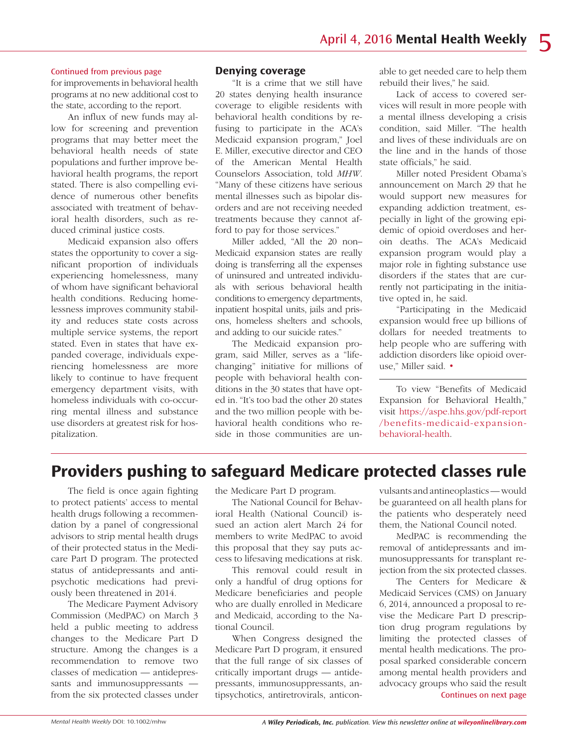Continued from previous page

for improvements in behavioral health programs at no new additional cost to the state, according to the report.

An influx of new funds may allow for screening and prevention programs that may better meet the behavioral health needs of state populations and further improve behavioral health programs, the report stated. There is also compelling evidence of numerous other benefits associated with treatment of behavioral health disorders, such as reduced criminal justice costs.

Medicaid expansion also offers states the opportunity to cover a significant proportion of individuals experiencing homelessness, many of whom have significant behavioral health conditions. Reducing homelessness improves community stability and reduces state costs across multiple service systems, the report stated. Even in states that have expanded coverage, individuals experiencing homelessness are more likely to continue to have frequent emergency department visits, with homeless individuals with co-occurring mental illness and substance use disorders at greatest risk for hospitalization.

### Denying coverage

"It is a crime that we still have 20 states denying health insurance coverage to eligible residents with behavioral health conditions by refusing to participate in the ACA's Medicaid expansion program," Joel E. Miller, executive director and CEO of the American Mental Health Counselors Association, told *MHW*. "Many of these citizens have serious mental illnesses such as bipolar disorders and are not receiving needed treatments because they cannot afford to pay for those services."

Miller added, "All the 20 non–Medicaid expansion states are really doing is transferring all the expenses of uninsured and untreated individuals with serious behavioral health conditions to emergency departments, inpatient hospital units, jails and prisons, homeless shelters and schools, and adding to our suicide rates."

The Medicaid expansion program, said Miller, serves as a "life-changing" initiative for millions of people with behavioral health conditions in the 30 states that have opted in. "It's too bad the other 20 states and the two million people with behavioral health conditions who reside in those communities are unable to get needed care to help them rebuild their lives," he said.

Lack of access to covered services will result in more people with a mental illness developing a crisis condition, said Miller. "The health and lives of these individuals are on the line and in the hands of those state officials," he said.

Miller noted President Obama's announcement on March 29 that he would support new measures for expanding addiction treatment, especially in light of the growing epidemic of opioid overdoses and heroin deaths. The ACA's Medicaid expansion program would play a major role in fighting substance use disorders if the states that are currently not participating in the initiative opted in, he said.

"Participating in the Medicaid expansion would free up billions of dollars for needed treatments to help people who are suffering with addiction disorders like opioid overuse," Miller said. •

---

To view "Benefits of Medicaid Expansion for Behavioral Health," visit https://aspe.hhs.gov/pdf-report/benefits-medicaid-expansion-behavioral-health.

# Providers pushing to safeguard Medicare protected classes rule

The field is once again fighting to protect patients' access to mental health drugs following a recommendation by a panel of congressional advisors to strip mental health drugs of their protected status in the Medicare Part D program. The protected status of antidepressants and antipsychotic medications had previously been threatened in 2014.

The Medicare Payment Advisory Commission (MedPAC) on March 3 held a public meeting to address changes to the Medicare Part D structure. Among the changes is a recommendation to remove two classes of medication — antidepressants and immunosuppressants — from the six protected classes under the Medicare Part D program.

The National Council for Behavioral Health (National Council) issued an action alert March 24 for members to write MedPAC to avoid this proposal that they say puts access to lifesaving medications at risk.

This removal could result in only a handful of drug options for Medicare beneficiaries and people who are dually enrolled in Medicare and Medicaid, according to the National Council.

When Congress designed the Medicare Part D program, it ensured that the full range of six classes of critically important drugs — antidepressants, immunosuppressants, antipsychotics, antiretrovirals, anticonvulsants and antineoplastics — would be guaranteed on all health plans for the patients who desperately need them, the National Council noted.

MedPAC is recommending the removal of antidepressants and immunosuppressants for transplant rejection from the six protected classes.

The Centers for Medicare & Medicaid Services (CMS) on January 6, 2014, announced a proposal to revise the Medicare Part D prescription drug program regulations by limiting the protected classes of mental health medications. The proposal sparked considerable concern among mental health providers and advocacy groups who said the result

Continues on next page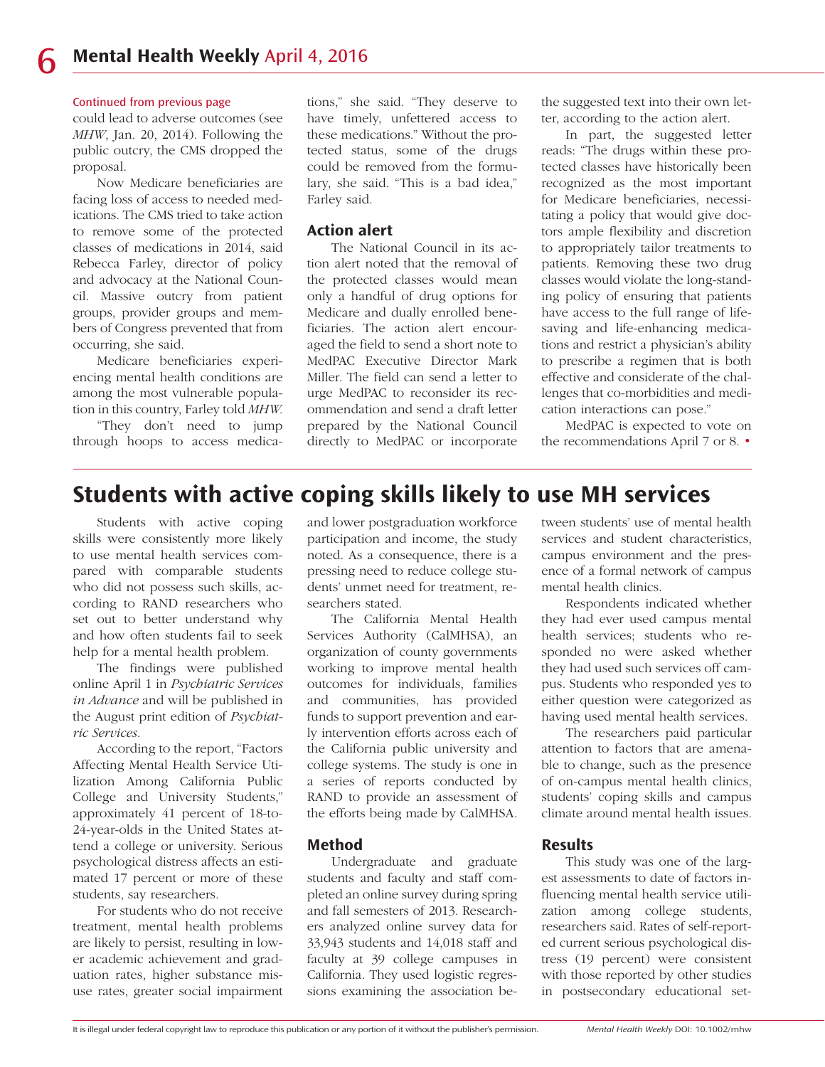Continued from previous page

could lead to adverse outcomes (see *MHW*, Jan. 20, 2014). Following the public outcry, the CMS dropped the proposal.

Now Medicare beneficiaries are facing loss of access to needed medications. The CMS tried to take action to remove some of the protected classes of medications in 2014, said Rebecca Farley, director of policy and advocacy at the National Council. Massive outcry from patient groups, provider groups and members of Congress prevented that from occurring, she said.

Medicare beneficiaries experiencing mental health conditions are among the most vulnerable population in this country, Farley told *MHW*.

"They don't need to jump through hoops to access medications," she said. "They deserve to have timely, unfettered access to these medications." Without the protected status, some of the drugs could be removed from the formulary, she said. "This is a bad idea," Farley said.

### Action alert

The National Council in its action alert noted that the removal of the protected classes would mean only a handful of drug options for Medicare and dually enrolled beneficiaries. The action alert encouraged the field to send a short note to MedPAC Executive Director Mark Miller. The field can send a letter to urge MedPAC to reconsider its recommendation and send a draft letter prepared by the National Council directly to MedPAC or incorporate the suggested text into their own letter, according to the action alert.

In part, the suggested letter reads: "The drugs within these protected classes have historically been recognized as the most important for Medicare beneficiaries, necessitating a policy that would give doctors ample flexibility and discretion to appropriately tailor treatments to patients. Removing these two drug classes would violate the long-standing policy of ensuring that patients have access to the full range of lifesaving and life-enhancing medications and restrict a physician's ability to prescribe a regimen that is both effective and considerate of the challenges that co-morbidities and medication interactions can pose."

MedPAC is expected to vote on the recommendations April 7 or 8. •

## Students with active coping skills likely to use MH services

Students with active coping skills were consistently more likely to use mental health services compared with comparable students who did not possess such skills, according to RAND researchers who set out to better understand why and how often students fail to seek help for a mental health problem.

The findings were published online April 1 in *Psychiatric Services in Advance* and will be published in the August print edition of *Psychiatric Services*.

According to the report, "Factors Affecting Mental Health Service Utilization Among California Public College and University Students," approximately 41 percent of 18-to-24-year-olds in the United States attend a college or university. Serious psychological distress affects an estimated 17 percent or more of these students, say researchers.

For students who do not receive treatment, mental health problems are likely to persist, resulting in lower academic achievement and graduation rates, higher substance misuse rates, greater social impairment and lower postgraduation workforce participation and income, the study noted. As a consequence, there is a pressing need to reduce college students' unmet need for treatment, researchers stated.

The California Mental Health Services Authority (CalMHSA), an organization of county governments working to improve mental health outcomes for individuals, families and communities, has provided funds to support prevention and early intervention efforts across each of the California public university and college systems. The study is one in a series of reports conducted by RAND to provide an assessment of the efforts being made by CalMHSA.

### Method

Undergraduate and graduate students and faculty and staff completed an online survey during spring and fall semesters of 2013. Researchers analyzed online survey data for 33,943 students and 14,018 staff and faculty at 39 college campuses in California. They used logistic regressions examining the association between students' use of mental health services and student characteristics, campus environment and the presence of a formal network of campus mental health clinics.

Respondents indicated whether they had ever used campus mental health services; students who responded no were asked whether they had used such services off campus. Students who responded yes to either question were categorized as having used mental health services.

The researchers paid particular attention to factors that are amenable to change, such as the presence of on-campus mental health clinics, students' coping skills and campus climate around mental health issues.

### Results

This study was one of the largest assessments to date of factors influencing mental health service utilization among college students, researchers said. Rates of self-reported current serious psychological distress (19 percent) were consistent with those reported by other studies in postsecondary educational set-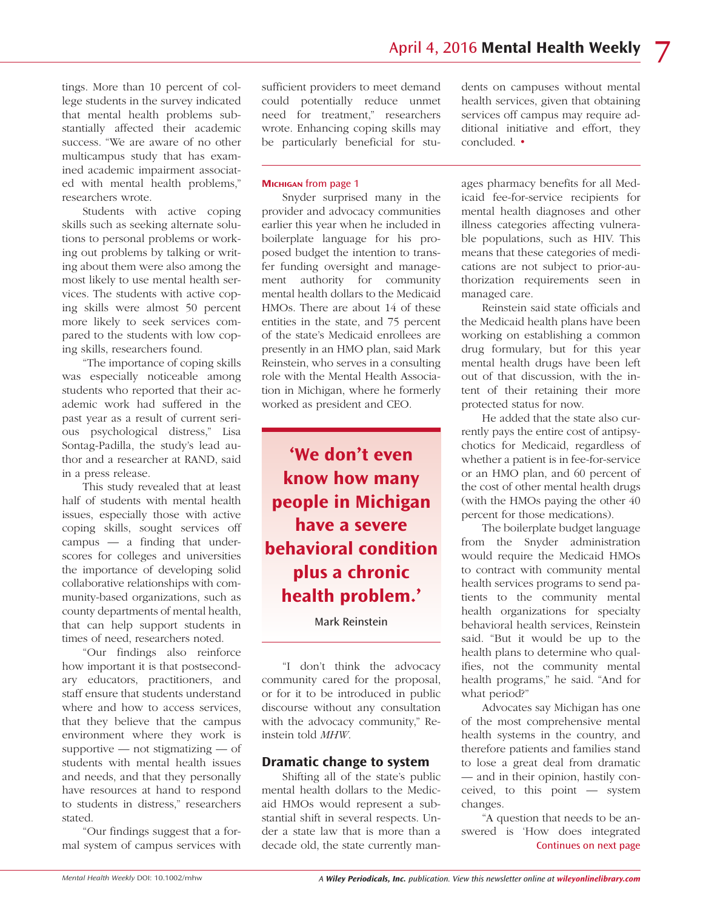tings. More than 10 percent of college students in the survey indicated that mental health problems substantially affected their academic success. "We are aware of no other multicampus study that has examined academic impairment associated with mental health problems," researchers wrote.

Students with active coping skills such as seeking alternate solutions to personal problems or working out problems by talking or writing about them were also among the most likely to use mental health services. The students with active coping skills were almost 50 percent more likely to seek services compared to the students with low coping skills, researchers found.

"The importance of coping skills was especially noticeable among students who reported that their academic work had suffered in the past year as a result of current serious psychological distress," Lisa Sontag-Padilla, the study's lead author and a researcher at RAND, said in a press release.

This study revealed that at least half of students with mental health issues, especially those with active coping skills, sought services off campus — a finding that underscores for colleges and universities the importance of developing solid collaborative relationships with community-based organizations, such as county departments of mental health, that can help support students in times of need, researchers noted.

"Our findings also reinforce how important it is that postsecondary educators, practitioners, and staff ensure that students understand where and how to access services, that they believe that the campus environment where they work is supportive — not stigmatizing — of students with mental health issues and needs, and that they personally have resources at hand to respond to students in distress," researchers stated.

"Our findings suggest that a formal system of campus services with sufficient providers to meet demand could potentially reduce unmet need for treatment," researchers wrote. Enhancing coping skills may be particularly beneficial for students on campuses without mental health services, given that obtaining services off campus may require additional initiative and effort, they concluded. •

**Michigan** from page 1

Snyder surprised many in the provider and advocacy communities earlier this year when he included in boilerplate language for his proposed budget the intention to transfer funding oversight and management authority for community mental health dollars to the Medicaid HMOs. There are about 14 of these entities in the state, and 75 percent of the state's Medicaid enrollees are presently in an HMO plan, said Mark Reinstein, who serves in a consulting role with the Mental Health Association in Michigan, where he formerly worked as president and CEO.

> **'We don't even know how many people in Michigan have a severe behavioral condition plus a chronic health problem.'**
>
> Mark Reinstein

"I don't think the advocacy community cared for the proposal, or for it to be introduced in public discourse without any consultation with the advocacy community," Reinstein told *MHW*.

## Dramatic change to system

Shifting all of the state's public mental health dollars to the Medicaid HMOs would represent a substantial shift in several respects. Under a state law that is more than a decade old, the state currently manages pharmacy benefits for all Medicaid fee-for-service recipients for mental health diagnoses and other illness categories affecting vulnerable populations, such as HIV. This means that these categories of medications are not subject to prior-authorization requirements seen in managed care.

Reinstein said state officials and the Medicaid health plans have been working on establishing a common drug formulary, but for this year mental health drugs have been left out of that discussion, with the intent of their retaining their more protected status for now.

He added that the state also currently pays the entire cost of antipsychotics for Medicaid, regardless of whether a patient is in fee-for-service or an HMO plan, and 60 percent of the cost of other mental health drugs (with the HMOs paying the other 40 percent for those medications).

The boilerplate budget language from the Snyder administration would require the Medicaid HMOs to contract with community mental health services programs to send patients to the community mental health organizations for specialty behavioral health services, Reinstein said. "But it would be up to the health plans to determine who qualifies, not the community mental health programs," he said. "And for what period?"

Advocates say Michigan has one of the most comprehensive mental health systems in the country, and therefore patients and families stand to lose a great deal from dramatic — and in their opinion, hastily conceived, to this point — system changes.

"A question that needs to be answered is 'How does integrated

Continues on next page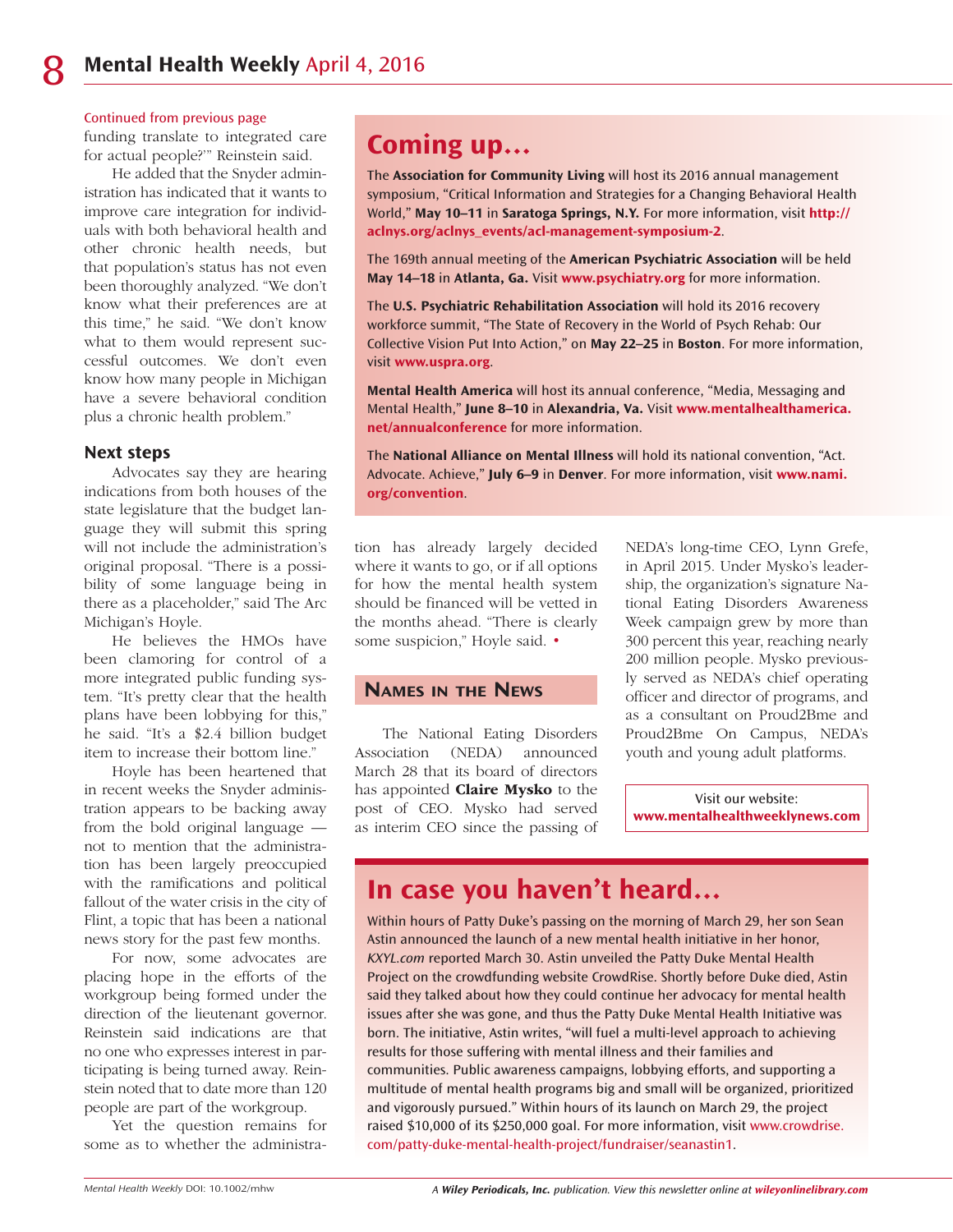Continued from previous page

funding translate to integrated care for actual people?'" Reinstein said.

He added that the Snyder administration has indicated that it wants to improve care integration for individuals with both behavioral health and other chronic health needs, but that population's status has not even been thoroughly analyzed. "We don't know what their preferences are at this time," he said. "We don't know what to them would represent successful outcomes. We don't even know how many people in Michigan have a severe behavioral condition plus a chronic health problem."

### Next steps

Advocates say they are hearing indications from both houses of the state legislature that the budget language they will submit this spring will not include the administration's original proposal. "There is a possibility of some language being in there as a placeholder," said The Arc Michigan's Hoyle.

He believes the HMOs have been clamoring for control of a more integrated public funding system. "It's pretty clear that the health plans have been lobbying for this," he said. "It's a $2.4 billion budget item to increase their bottom line."

Hoyle has been heartened that in recent weeks the Snyder administration appears to be backing away from the bold original language — not to mention that the administration has been largely preoccupied with the ramifications and political fallout of the water crisis in the city of Flint, a topic that has been a national news story for the past few months.

For now, some advocates are placing hope in the efforts of the workgroup being formed under the direction of the lieutenant governor. Reinstein said indications are that no one who expresses interest in participating is being turned away. Reinstein noted that to date more than 120 people are part of the workgroup.

Yet the question remains for some as to whether the administration has already largely decided where it wants to go, or if all options for how the mental health system should be financed will be vetted in the months ahead. "There is clearly some suspicion," Hoyle said. •

## Coming up...

The **Association for Community Living** will host its 2016 annual management symposium, "Critical Information and Strategies for a Changing Behavioral Health World," **May 10–11** in **Saratoga Springs, N.Y.** For more information, visit **http://aclnys.org/aclnys_events/acl-management-symposium-2**.

The 169th annual meeting of the **American Psychiatric Association** will be held **May 14–18** in **Atlanta, Ga.** Visit **www.psychiatry.org** for more information.

The **U.S. Psychiatric Rehabilitation Association** will hold its 2016 recovery workforce summit, "The State of Recovery in the World of Psych Rehab: Our Collective Vision Put Into Action," on **May 22–25** in **Boston**. For more information, visit **www.uspra.org**.

**Mental Health America** will host its annual conference, "Media, Messaging and Mental Health," **June 8–10** in **Alexandria, Va.** Visit **www.mentalhealthamerica.net/annualconference** for more information.

The **National Alliance on Mental Illness** will hold its national convention, "Act. Advocate. Achieve," **July 6–9** in **Denver**. For more information, visit **www.nami.org/convention**.

## Names in the News

The National Eating Disorders Association (NEDA) announced March 28 that its board of directors has appointed **Claire Mysko** to the post of CEO. Mysko had served as interim CEO since the passing of NEDA's long-time CEO, Lynn Grefe, in April 2015. Under Mysko's leadership, the organization's signature National Eating Disorders Awareness Week campaign grew by more than 300 percent this year, reaching nearly 200 million people. Mysko previously served as NEDA's chief operating officer and director of programs, and as a consultant on Proud2Bme and Proud2Bme On Campus, NEDA's youth and young adult platforms.

Visit our website: **www.mentalhealthweeklynews.com**

## In case you haven't heard...

Within hours of Patty Duke's passing on the morning of March 29, her son Sean Astin announced the launch of a new mental health initiative in her honor, *KXYL.com* reported March 30. Astin unveiled the Patty Duke Mental Health Project on the crowdfunding website CrowdRise. Shortly before Duke died, Astin said they talked about how they could continue her advocacy for mental health issues after she was gone, and thus the Patty Duke Mental Health Initiative was born. The initiative, Astin writes, "will fuel a multi-level approach to achieving results for those suffering with mental illness and their families and communities. Public awareness campaigns, lobbying efforts, and supporting a multitude of mental health programs big and small will be organized, prioritized and vigorously pursued." Within hours of its launch on March 29, the project raised $10,000 of its $250,000 goal. For more information, visit www.crowdrise.com/patty-duke-mental-health-project/fundraiser/seanastin1.